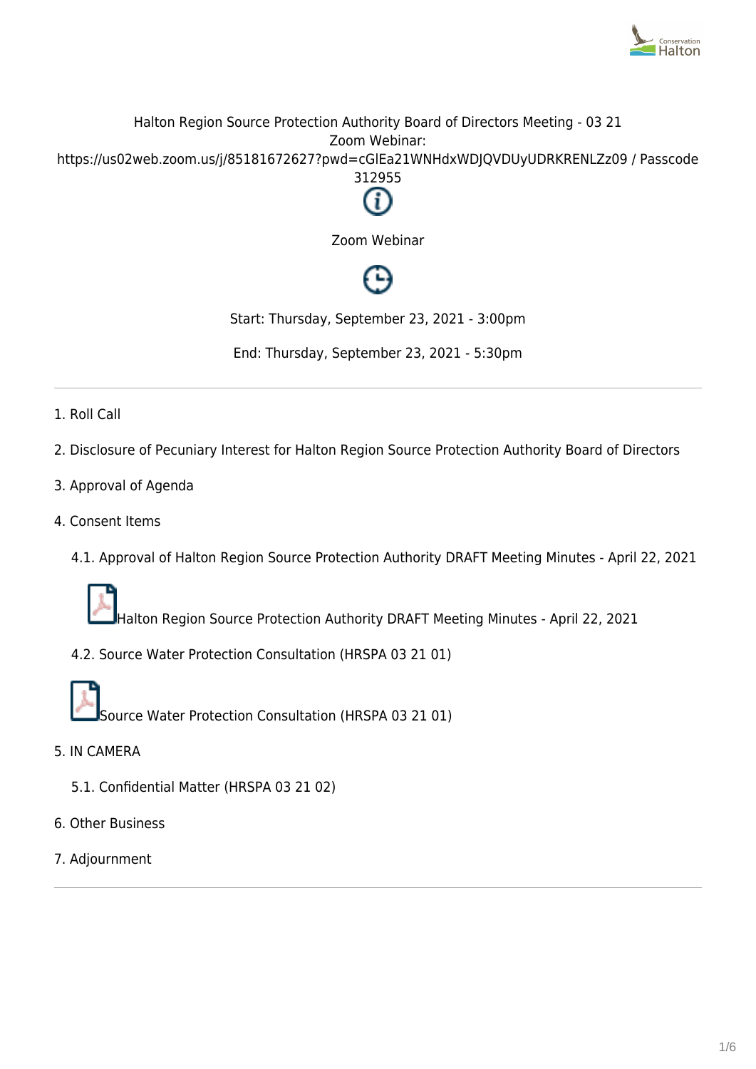Halton Region Source Protection Authority Board of Directors Meeting - 03 21
Zoom Webinar:
https://us02web.zoom.us/j/85181672627?pwd=cGlEa21WNHdxWDJQVDUyUDRKRENLZz09 / Passcode 312955

Zoom Webinar

Start: Thursday, September 23, 2021 - 3:00pm

End: Thursday, September 23, 2021 - 5:30pm

---

1. Roll Call
2. Disclosure of Pecuniary Interest for Halton Region Source Protection Authority Board of Directors
3. Approval of Agenda
4. Consent Items
   - 4.1. Approval of Halton Region Source Protection Authority DRAFT Meeting Minutes - April 22, 2021

     Halton Region Source Protection Authority DRAFT Meeting Minutes - April 22, 2021

   - 4.2. Source Water Protection Consultation (HRSPA 03 21 01)

     Source Water Protection Consultation (HRSPA 03 21 01)
5. IN CAMERA
   - 5.1. Confidential Matter (HRSPA 03 21 02)
6. Other Business
7. Adjournment

---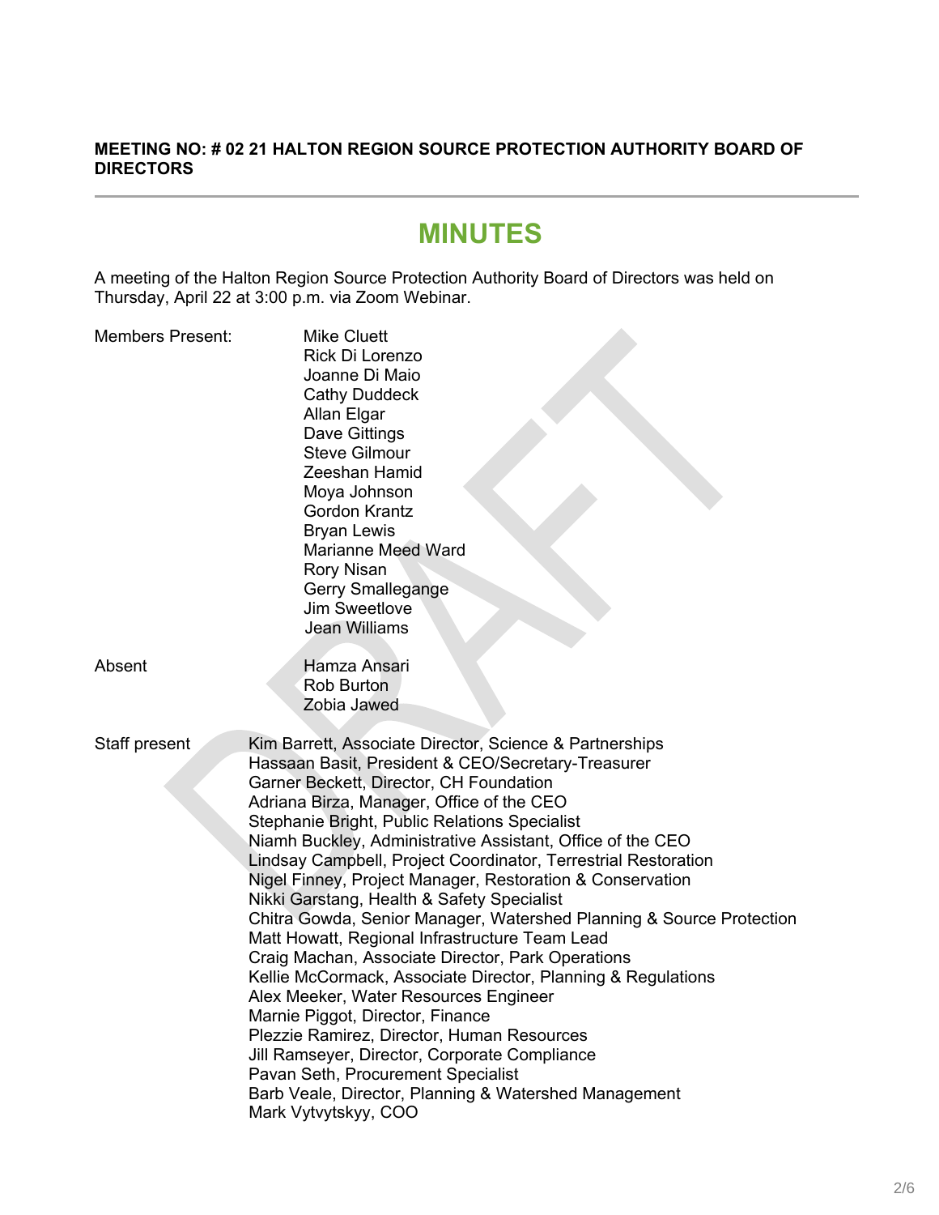**MEETING NO: # 02 21 HALTON REGION SOURCE PROTECTION AUTHORITY BOARD OF DIRECTORS**

---

# MINUTES

A meeting of the Halton Region Source Protection Authority Board of Directors was held on Thursday, April 22 at 3:00 p.m. via Zoom Webinar.

Members Present:

Mike Cluett
Rick Di Lorenzo
Joanne Di Maio
Cathy Duddeck
Allan Elgar
Dave Gittings
Steve Gilmour
Zeeshan Hamid
Moya Johnson
Gordon Krantz
Bryan Lewis
Marianne Meed Ward
Rory Nisan
Gerry Smallegange
Jim Sweetlove
Jean Williams

Absent

Hamza Ansari
Rob Burton
Zobia Jawed

Staff present

Kim Barrett, Associate Director, Science & Partnerships
Hassaan Basit, President & CEO/Secretary-Treasurer
Garner Beckett, Director, CH Foundation
Adriana Birza, Manager, Office of the CEO
Stephanie Bright, Public Relations Specialist
Niamh Buckley, Administrative Assistant, Office of the CEO
Lindsay Campbell, Project Coordinator, Terrestrial Restoration
Nigel Finney, Project Manager, Restoration & Conservation
Nikki Garstang, Health & Safety Specialist
Chitra Gowda, Senior Manager, Watershed Planning & Source Protection
Matt Howatt, Regional Infrastructure Team Lead
Craig Machan, Associate Director, Park Operations
Kellie McCormack, Associate Director, Planning & Regulations
Alex Meeker, Water Resources Engineer
Marnie Piggot, Director, Finance
Plezzie Ramirez, Director, Human Resources
Jill Ramseyer, Director, Corporate Compliance
Pavan Seth, Procurement Specialist
Barb Veale, Director, Planning & Watershed Management
Mark Vytvytskyy, COO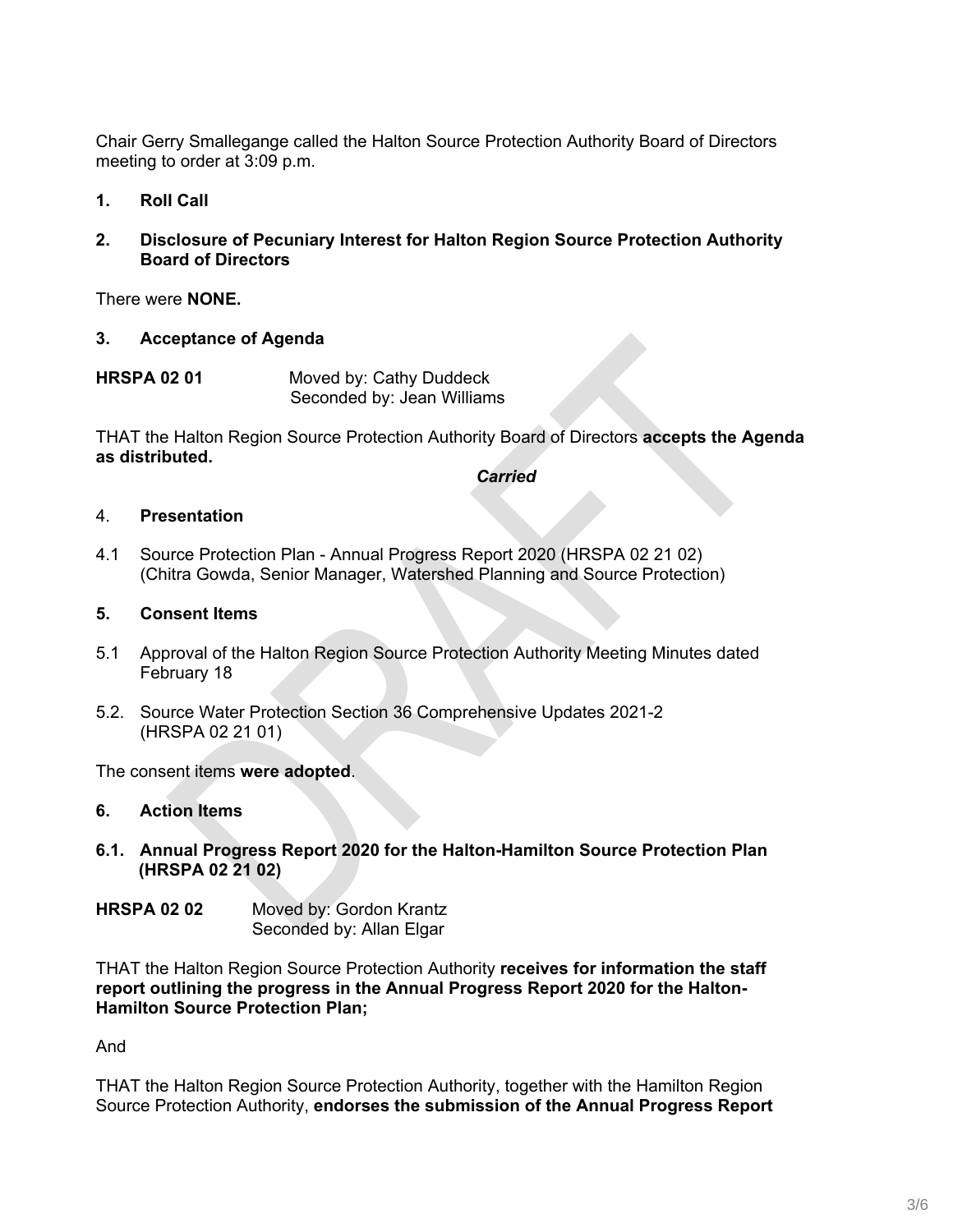Chair Gerry Smallegange called the Halton Source Protection Authority Board of Directors meeting to order at 3:09 p.m.

**1. Roll Call**

**2. Disclosure of Pecuniary Interest for Halton Region Source Protection Authority Board of Directors**

There were **NONE.**

**3. Acceptance of Agenda**

**HRSPA 02 01** Moved by: Cathy Duddeck
Seconded by: Jean Williams

THAT the Halton Region Source Protection Authority Board of Directors **accepts the Agenda as distributed.**

***Carried***

4. **Presentation**

4.1 Source Protection Plan - Annual Progress Report 2020 (HRSPA 02 21 02) (Chitra Gowda, Senior Manager, Watershed Planning and Source Protection)

**5. Consent Items**

5.1 Approval of the Halton Region Source Protection Authority Meeting Minutes dated February 18

5.2. Source Water Protection Section 36 Comprehensive Updates 2021-2 (HRSPA 02 21 01)

The consent items **were adopted**.

**6. Action Items**

**6.1. Annual Progress Report 2020 for the Halton-Hamilton Source Protection Plan (HRSPA 02 21 02)**

**HRSPA 02 02** Moved by: Gordon Krantz
Seconded by: Allan Elgar

THAT the Halton Region Source Protection Authority **receives for information the staff report outlining the progress in the Annual Progress Report 2020 for the Halton-Hamilton Source Protection Plan;**

And

THAT the Halton Region Source Protection Authority, together with the Hamilton Region Source Protection Authority, **endorses the submission of the Annual Progress Report**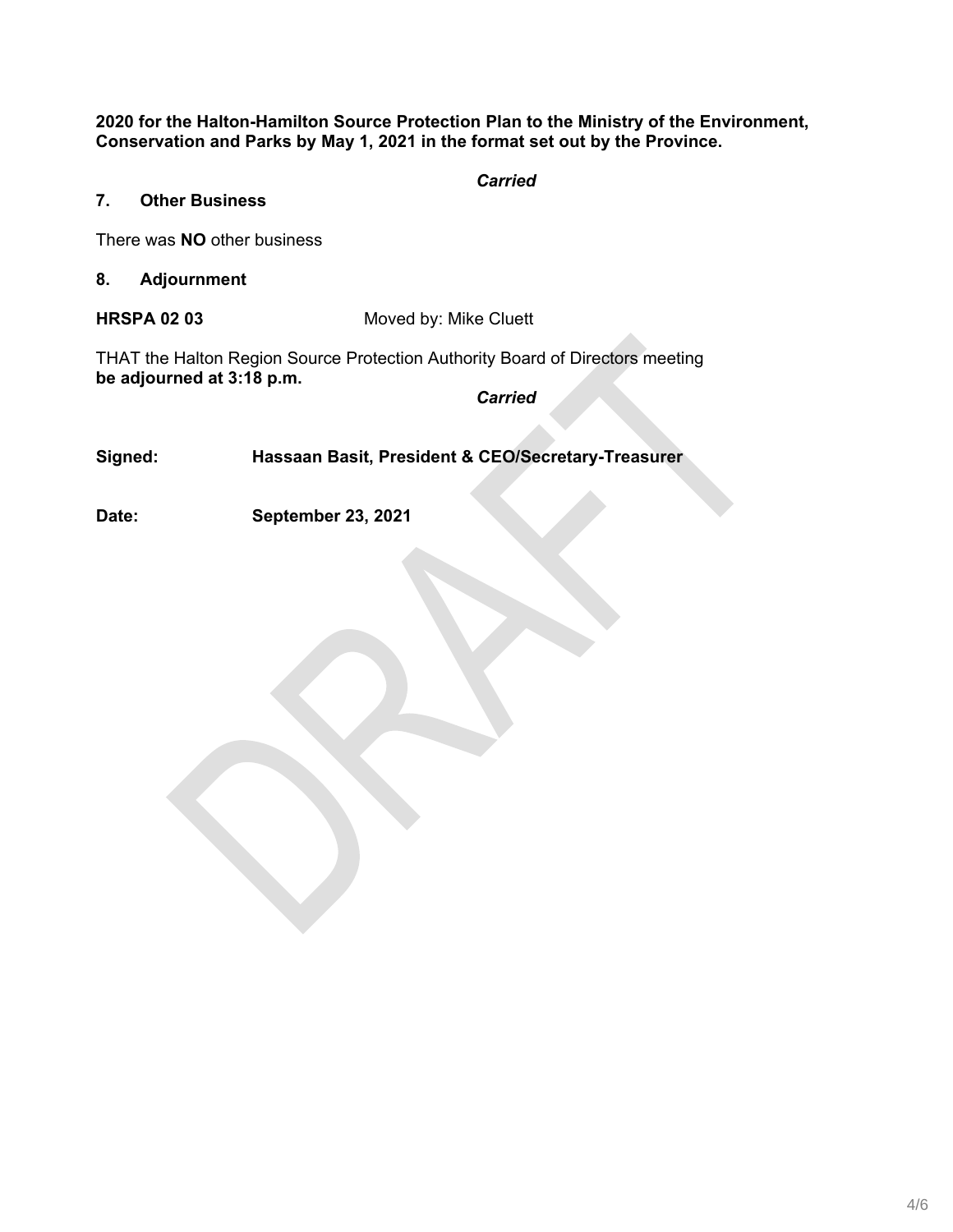**2020 for the Halton-Hamilton Source Protection Plan to the Ministry of the Environment, Conservation and Parks by May 1, 2021 in the format set out by the Province.**

***Carried***

## 7. Other Business

There was **NO** other business

## 8. Adjournment

**HRSPA 02 03** Moved by: Mike Cluett

THAT the Halton Region Source Protection Authority Board of Directors meeting **be adjourned at 3:18 p.m.**

***Carried***

**Signed:** **Hassaan Basit, President & CEO/Secretary-Treasurer**

**Date:** **September 23, 2021**

DRAFT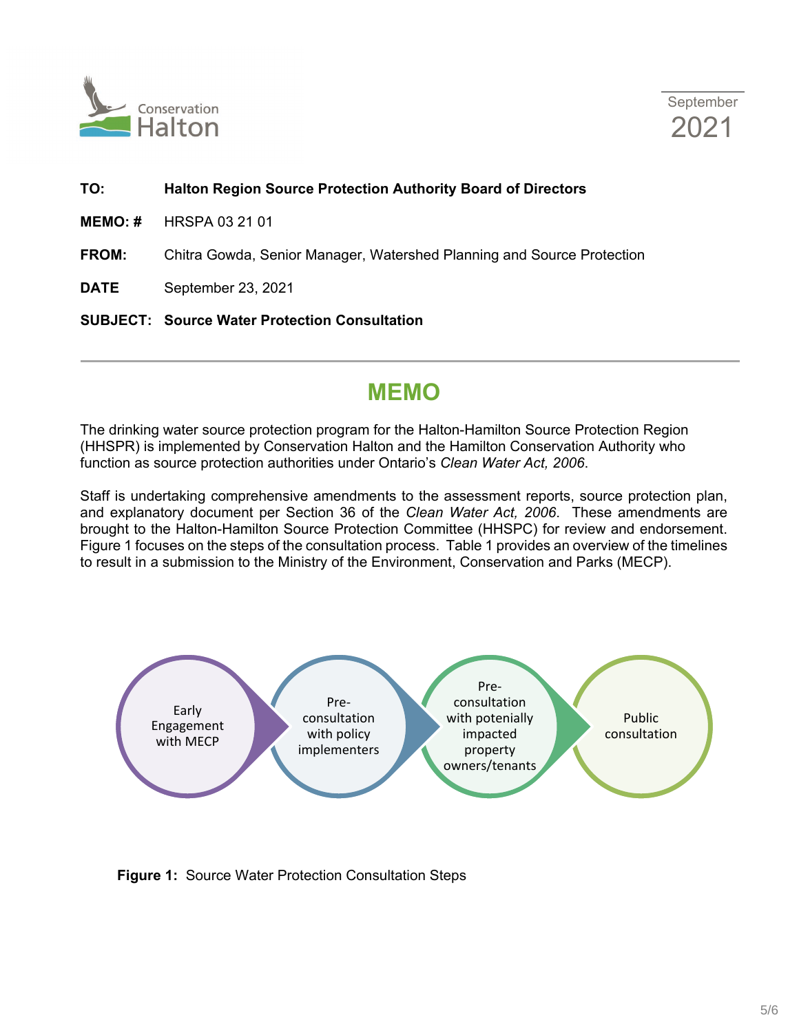September
2021

**TO:** **Halton Region Source Protection Authority Board of Directors**

**MEMO: #** HRSPA 03 21 01

**FROM:** Chitra Gowda, Senior Manager, Watershed Planning and Source Protection

**DATE** September 23, 2021

**SUBJECT:** **Source Water Protection Consultation**

---

# MEMO

The drinking water source protection program for the Halton-Hamilton Source Protection Region (HHSPR) is implemented by Conservation Halton and the Hamilton Conservation Authority who function as source protection authorities under Ontario's *Clean Water Act, 2006*.

Staff is undertaking comprehensive amendments to the assessment reports, source protection plan, and explanatory document per Section 36 of the *Clean Water Act, 2006*. These amendments are brought to the Halton-Hamilton Source Protection Committee (HHSPC) for review and endorsement. Figure 1 focuses on the steps of the consultation process. Table 1 provides an overview of the timelines to result in a submission to the Ministry of the Environment, Conservation and Parks (MECP).

Early Engagement with MECP → Pre-consultation with policy implementers → Pre-consultation with potenially impacted property owners/tenants → Public consultation

**Figure 1:** Source Water Protection Consultation Steps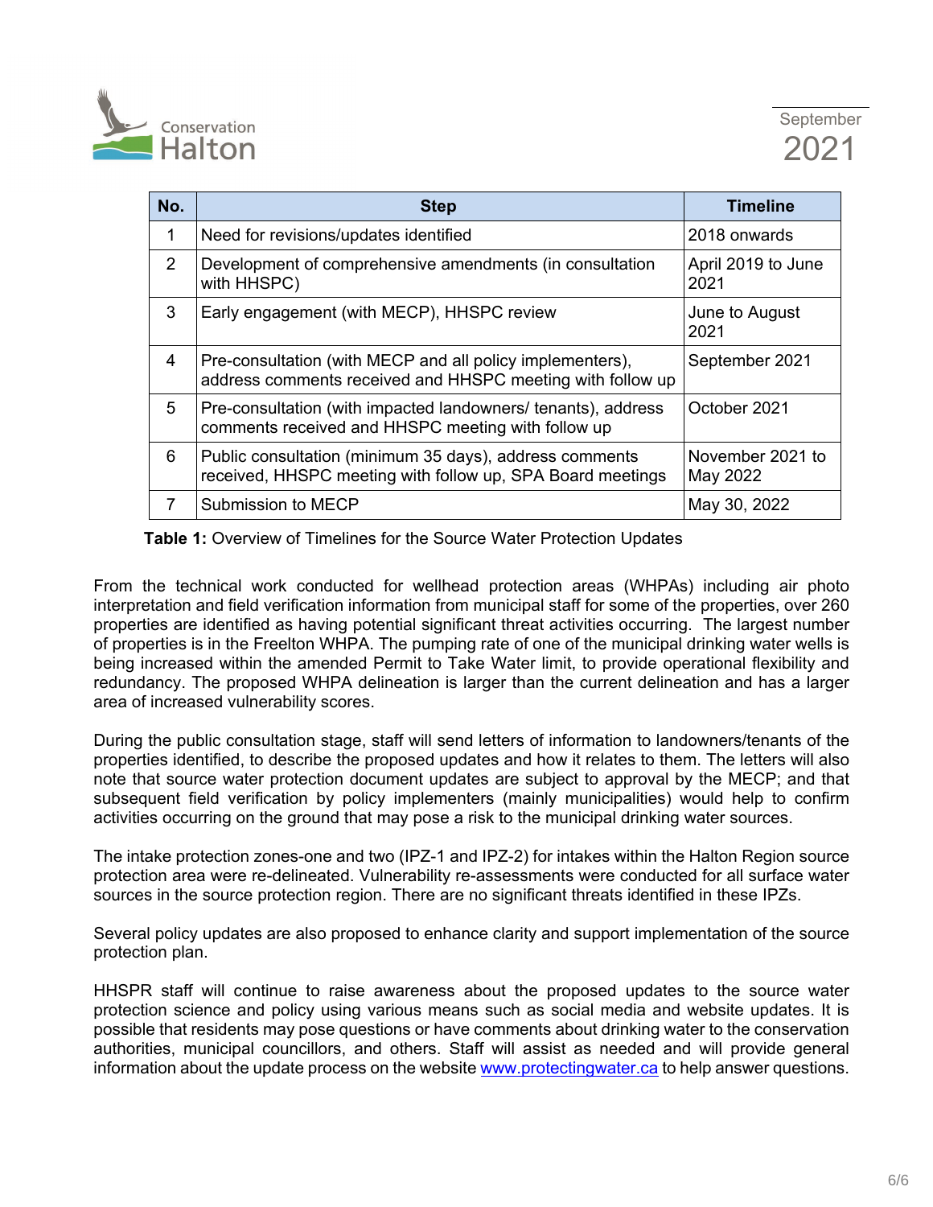| No. | Step | Timeline |
|---|---|---|
| 1 | Need for revisions/updates identified | 2018 onwards |
| 2 | Development of comprehensive amendments (in consultation with HHSPC) | April 2019 to June 2021 |
| 3 | Early engagement (with MECP), HHSPC review | June to August 2021 |
| 4 | Pre-consultation (with MECP and all policy implementers), address comments received and HHSPC meeting with follow up | September 2021 |
| 5 | Pre-consultation (with impacted landowners/ tenants), address comments received and HHSPC meeting with follow up | October 2021 |
| 6 | Public consultation (minimum 35 days), address comments received, HHSPC meeting with follow up, SPA Board meetings | November 2021 to May 2022 |
| 7 | Submission to MECP | May 30, 2022 |

**Table 1:** Overview of Timelines for the Source Water Protection Updates

From the technical work conducted for wellhead protection areas (WHPAs) including air photo interpretation and field verification information from municipal staff for some of the properties, over 260 properties are identified as having potential significant threat activities occurring. The largest number of properties is in the Freelton WHPA. The pumping rate of one of the municipal drinking water wells is being increased within the amended Permit to Take Water limit, to provide operational flexibility and redundancy. The proposed WHPA delineation is larger than the current delineation and has a larger area of increased vulnerability scores.

During the public consultation stage, staff will send letters of information to landowners/tenants of the properties identified, to describe the proposed updates and how it relates to them. The letters will also note that source water protection document updates are subject to approval by the MECP; and that subsequent field verification by policy implementers (mainly municipalities) would help to confirm activities occurring on the ground that may pose a risk to the municipal drinking water sources.

The intake protection zones-one and two (IPZ-1 and IPZ-2) for intakes within the Halton Region source protection area were re-delineated. Vulnerability re-assessments were conducted for all surface water sources in the source protection region. There are no significant threats identified in these IPZs.

Several policy updates are also proposed to enhance clarity and support implementation of the source protection plan.

HHSPR staff will continue to raise awareness about the proposed updates to the source water protection science and policy using various means such as social media and website updates. It is possible that residents may pose questions or have comments about drinking water to the conservation authorities, municipal councillors, and others. Staff will assist as needed and will provide general information about the update process on the website www.protectingwater.ca to help answer questions.